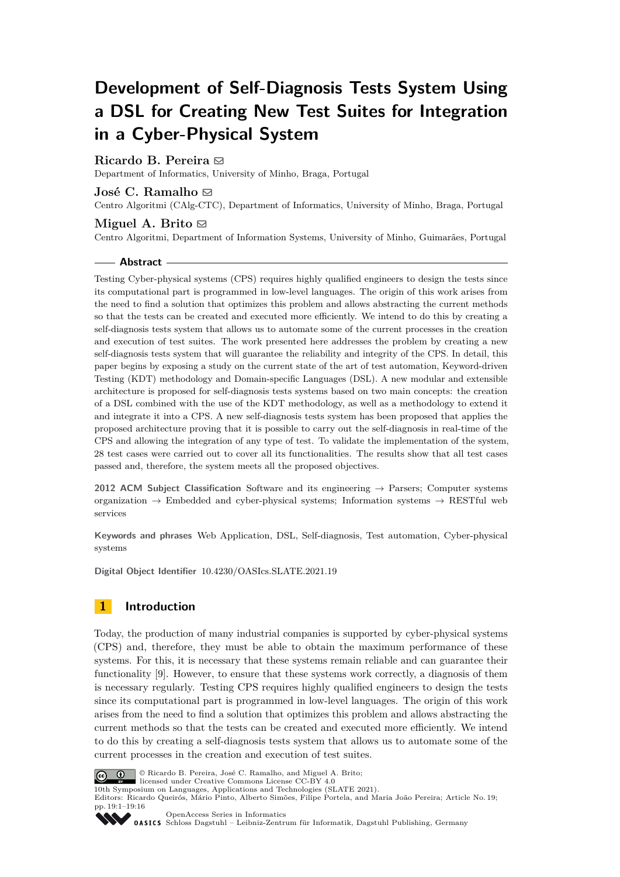# Development of Self-Diagnosis Tests System Using a DSL for Creating New Test Suites for Integration in a Cyber-Physical System

**Ricardo B. Pereira** ✉
Department of Informatics, University of Minho, Braga, Portugal

**José C. Ramalho** ✉
Centro Algoritmi (CAlg-CTC), Department of Informatics, University of Minho, Braga, Portugal

**Miguel A. Brito** ✉
Centro Algoritmi, Department of Information Systems, University of Minho, Guimarães, Portugal

## Abstract

Testing Cyber-physical systems (CPS) requires highly qualified engineers to design the tests since its computational part is programmed in low-level languages. The origin of this work arises from the need to find a solution that optimizes this problem and allows abstracting the current methods so that the tests can be created and executed more efficiently. We intend to do this by creating a self-diagnosis tests system that allows us to automate some of the current processes in the creation and execution of test suites. The work presented here addresses the problem by creating a new self-diagnosis tests system that will guarantee the reliability and integrity of the CPS. In detail, this paper begins by exposing a study on the current state of the art of test automation, Keyword-driven Testing (KDT) methodology and Domain-specific Languages (DSL). A new modular and extensible architecture is proposed for self-diagnosis tests systems based on two main concepts: the creation of a DSL combined with the use of the KDT methodology, as well as a methodology to extend it and integrate it into a CPS. A new self-diagnosis tests system has been proposed that applies the proposed architecture proving that it is possible to carry out the self-diagnosis in real-time of the CPS and allowing the integration of any type of test. To validate the implementation of the system, 28 test cases were carried out to cover all its functionalities. The results show that all test cases passed and, therefore, the system meets all the proposed objectives.

**2012 ACM Subject Classification** Software and its engineering → Parsers; Computer systems organization → Embedded and cyber-physical systems; Information systems → RESTful web services

**Keywords and phrases** Web Application, DSL, Self-diagnosis, Test automation, Cyber-physical systems

**Digital Object Identifier** 10.4230/OASIcs.SLATE.2021.19

## 1 Introduction

Today, the production of many industrial companies is supported by cyber-physical systems (CPS) and, therefore, they must be able to obtain the maximum performance of these systems. For this, it is necessary that these systems remain reliable and can guarantee their functionality [9]. However, to ensure that these systems work correctly, a diagnosis of them is necessary regularly. Testing CPS requires highly qualified engineers to design the tests since its computational part is programmed in low-level languages. The origin of this work arises from the need to find a solution that optimizes this problem and allows abstracting the current methods so that the tests can be created and executed more efficiently. We intend to do this by creating a self-diagnosis tests system that allows us to automate some of the current processes in the creation and execution of test suites.

© Ricardo B. Pereira, José C. Ramalho, and Miguel A. Brito;
licensed under Creative Commons License CC-BY 4.0
10th Symposium on Languages, Applications and Technologies (SLATE 2021).
Editors: Ricardo Queirós, Mário Pinto, Alberto Simões, Filipe Portela, and Maria João Pereira; Article No. 19; pp. 19:1–19:16
OpenAccess Series in Informatics
Schloss Dagstuhl – Leibniz-Zentrum für Informatik, Dagstuhl Publishing, Germany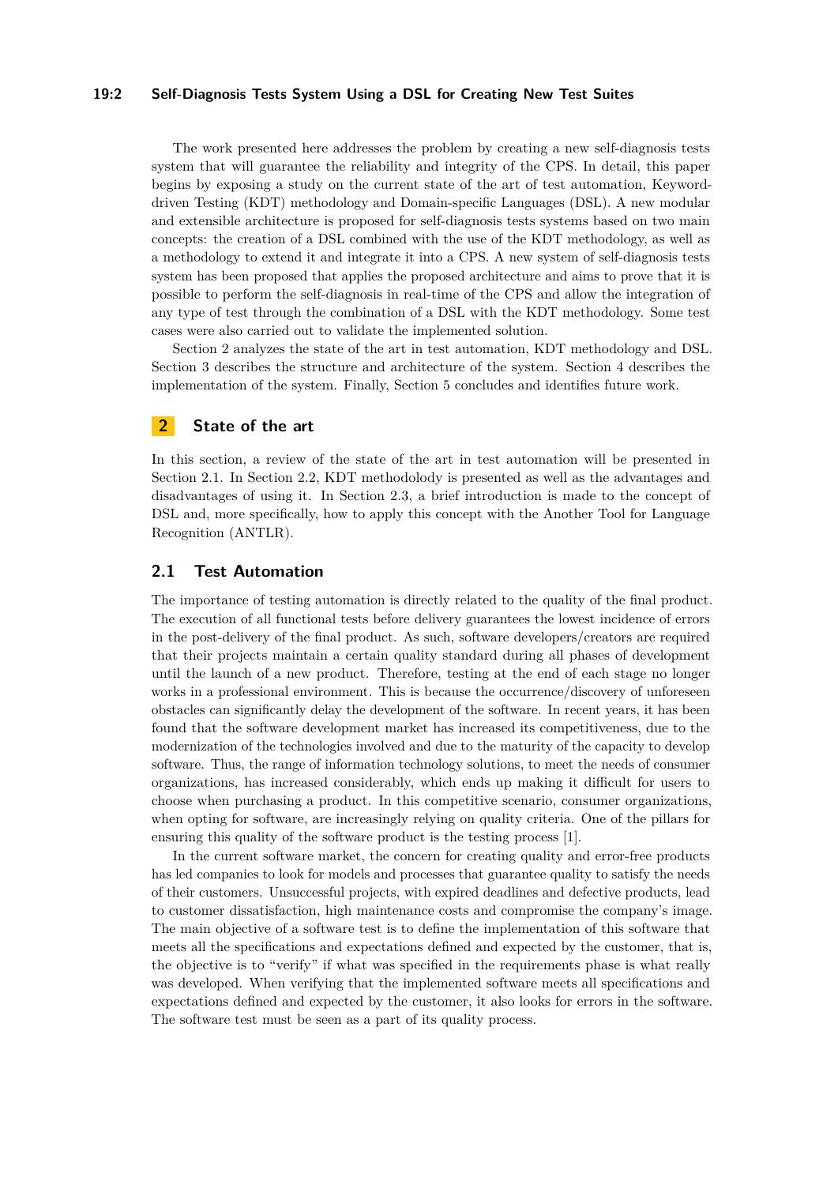The work presented here addresses the problem by creating a new self-diagnosis tests system that will guarantee the reliability and integrity of the CPS. In detail, this paper begins by exposing a study on the current state of the art of test automation, Keyword-driven Testing (KDT) methodology and Domain-specific Languages (DSL). A new modular and extensible architecture is proposed for self-diagnosis tests systems based on two main concepts: the creation of a DSL combined with the use of the KDT methodology, as well as a methodology to extend it and integrate it into a CPS. A new system of self-diagnosis tests system has been proposed that applies the proposed architecture and aims to prove that it is possible to perform the self-diagnosis in real-time of the CPS and allow the integration of any type of test through the combination of a DSL with the KDT methodology. Some test cases were also carried out to validate the implemented solution.

Section 2 analyzes the state of the art in test automation, KDT methodology and DSL. Section 3 describes the structure and architecture of the system. Section 4 describes the implementation of the system. Finally, Section 5 concludes and identifies future work.

## 2 State of the art

In this section, a review of the state of the art in test automation will be presented in Section 2.1. In Section 2.2, KDT methodolody is presented as well as the advantages and disadvantages of using it. In Section 2.3, a brief introduction is made to the concept of DSL and, more specifically, how to apply this concept with the Another Tool for Language Recognition (ANTLR).

### 2.1 Test Automation

The importance of testing automation is directly related to the quality of the final product. The execution of all functional tests before delivery guarantees the lowest incidence of errors in the post-delivery of the final product. As such, software developers/creators are required that their projects maintain a certain quality standard during all phases of development until the launch of a new product. Therefore, testing at the end of each stage no longer works in a professional environment. This is because the occurrence/discovery of unforeseen obstacles can significantly delay the development of the software. In recent years, it has been found that the software development market has increased its competitiveness, due to the modernization of the technologies involved and due to the maturity of the capacity to develop software. Thus, the range of information technology solutions, to meet the needs of consumer organizations, has increased considerably, which ends up making it difficult for users to choose when purchasing a product. In this competitive scenario, consumer organizations, when opting for software, are increasingly relying on quality criteria. One of the pillars for ensuring this quality of the software product is the testing process [1].

In the current software market, the concern for creating quality and error-free products has led companies to look for models and processes that guarantee quality to satisfy the needs of their customers. Unsuccessful projects, with expired deadlines and defective products, lead to customer dissatisfaction, high maintenance costs and compromise the company's image. The main objective of a software test is to define the implementation of this software that meets all the specifications and expectations defined and expected by the customer, that is, the objective is to "verify" if what was specified in the requirements phase is what really was developed. When verifying that the implemented software meets all specifications and expectations defined and expected by the customer, it also looks for errors in the software. The software test must be seen as a part of its quality process.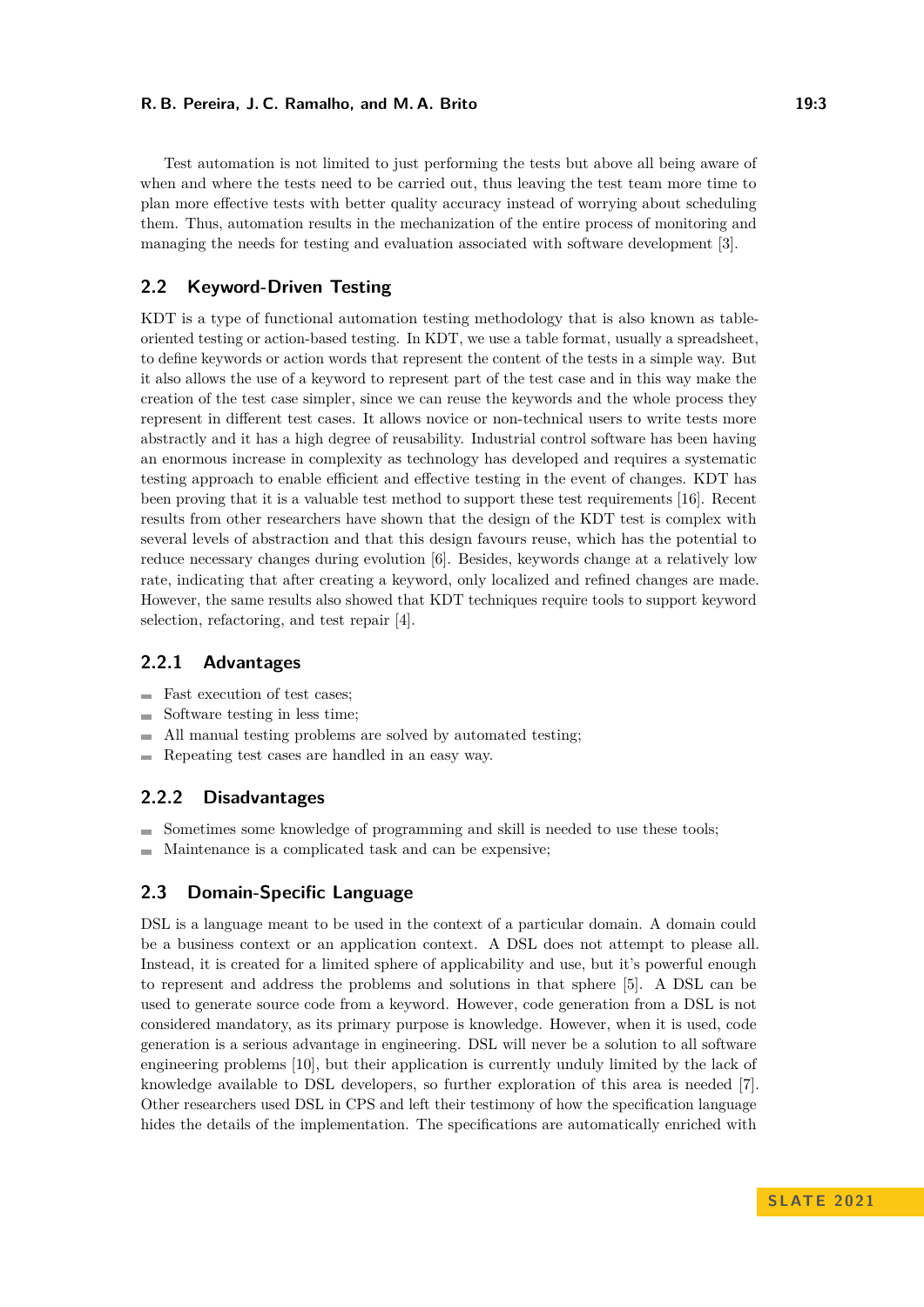Test automation is not limited to just performing the tests but above all being aware of when and where the tests need to be carried out, thus leaving the test team more time to plan more effective tests with better quality accuracy instead of worrying about scheduling them. Thus, automation results in the mechanization of the entire process of monitoring and managing the needs for testing and evaluation associated with software development [3].

## 2.2 Keyword-Driven Testing

KDT is a type of functional automation testing methodology that is also known as table-oriented testing or action-based testing. In KDT, we use a table format, usually a spreadsheet, to define keywords or action words that represent the content of the tests in a simple way. But it also allows the use of a keyword to represent part of the test case and in this way make the creation of the test case simpler, since we can reuse the keywords and the whole process they represent in different test cases. It allows novice or non-technical users to write tests more abstractly and it has a high degree of reusability. Industrial control software has been having an enormous increase in complexity as technology has developed and requires a systematic testing approach to enable efficient and effective testing in the event of changes. KDT has been proving that it is a valuable test method to support these test requirements [16]. Recent results from other researchers have shown that the design of the KDT test is complex with several levels of abstraction and that this design favours reuse, which has the potential to reduce necessary changes during evolution [6]. Besides, keywords change at a relatively low rate, indicating that after creating a keyword, only localized and refined changes are made. However, the same results also showed that KDT techniques require tools to support keyword selection, refactoring, and test repair [4].

### 2.2.1 Advantages

- Fast execution of test cases;
- Software testing in less time;
- All manual testing problems are solved by automated testing;
- Repeating test cases are handled in an easy way.

### 2.2.2 Disadvantages

- Sometimes some knowledge of programming and skill is needed to use these tools;
- Maintenance is a complicated task and can be expensive;

## 2.3 Domain-Specific Language

DSL is a language meant to be used in the context of a particular domain. A domain could be a business context or an application context. A DSL does not attempt to please all. Instead, it is created for a limited sphere of applicability and use, but it's powerful enough to represent and address the problems and solutions in that sphere [5]. A DSL can be used to generate source code from a keyword. However, code generation from a DSL is not considered mandatory, as its primary purpose is knowledge. However, when it is used, code generation is a serious advantage in engineering. DSL will never be a solution to all software engineering problems [10], but their application is currently unduly limited by the lack of knowledge available to DSL developers, so further exploration of this area is needed [7]. Other researchers used DSL in CPS and left their testimony of how the specification language hides the details of the implementation. The specifications are automatically enriched with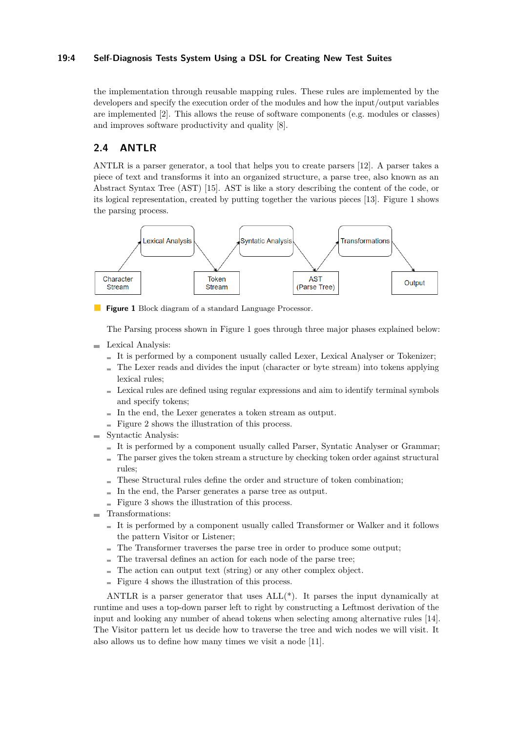the implementation through reusable mapping rules. These rules are implemented by the developers and specify the execution order of the modules and how the input/output variables are implemented [2]. This allows the reuse of software components (e.g. modules or classes) and improves software productivity and quality [8].

## 2.4 ANTLR

ANTLR is a parser generator, a tool that helps you to create parsers [12]. A parser takes a piece of text and transforms it into an organized structure, a parse tree, also known as an Abstract Syntax Tree (AST) [15]. AST is like a story describing the content of the code, or its logical representation, created by putting together the various pieces [13]. Figure 1 shows the parsing process.

Character Stream → Lexical Analysis → Token Stream → Syntatic Analysis → AST (Parse Tree) → Transformations → Output

**Figure 1** Block diagram of a standard Language Processor.

The Parsing process shown in Figure 1 goes through three major phases explained below:

- Lexical Analysis:
  - It is performed by a component usually called Lexer, Lexical Analyser or Tokenizer;
  - The Lexer reads and divides the input (character or byte stream) into tokens applying lexical rules;
  - Lexical rules are defined using regular expressions and aim to identify terminal symbols and specify tokens;
  - In the end, the Lexer generates a token stream as output.
  - Figure 2 shows the illustration of this process.
- Syntactic Analysis:
  - It is performed by a component usually called Parser, Syntatic Analyser or Grammar;
  - The parser gives the token stream a structure by checking token order against structural rules;
  - These Structural rules define the order and structure of token combination;
  - In the end, the Parser generates a parse tree as output.
  - Figure 3 shows the illustration of this process.
- Transformations:
  - It is performed by a component usually called Transformer or Walker and it follows the pattern Visitor or Listener;
  - The Transformer traverses the parse tree in order to produce some output;
  - The traversal defines an action for each node of the parse tree;
  - The action can output text (string) or any other complex object.
  - Figure 4 shows the illustration of this process.

ANTLR is a parser generator that uses ALL(*). It parses the input dynamically at runtime and uses a top-down parser left to right by constructing a Leftmost derivation of the input and looking any number of ahead tokens when selecting among alternative rules [14]. The Visitor pattern let us decide how to traverse the tree and wich nodes we will visit. It also allows us to define how many times we visit a node [11].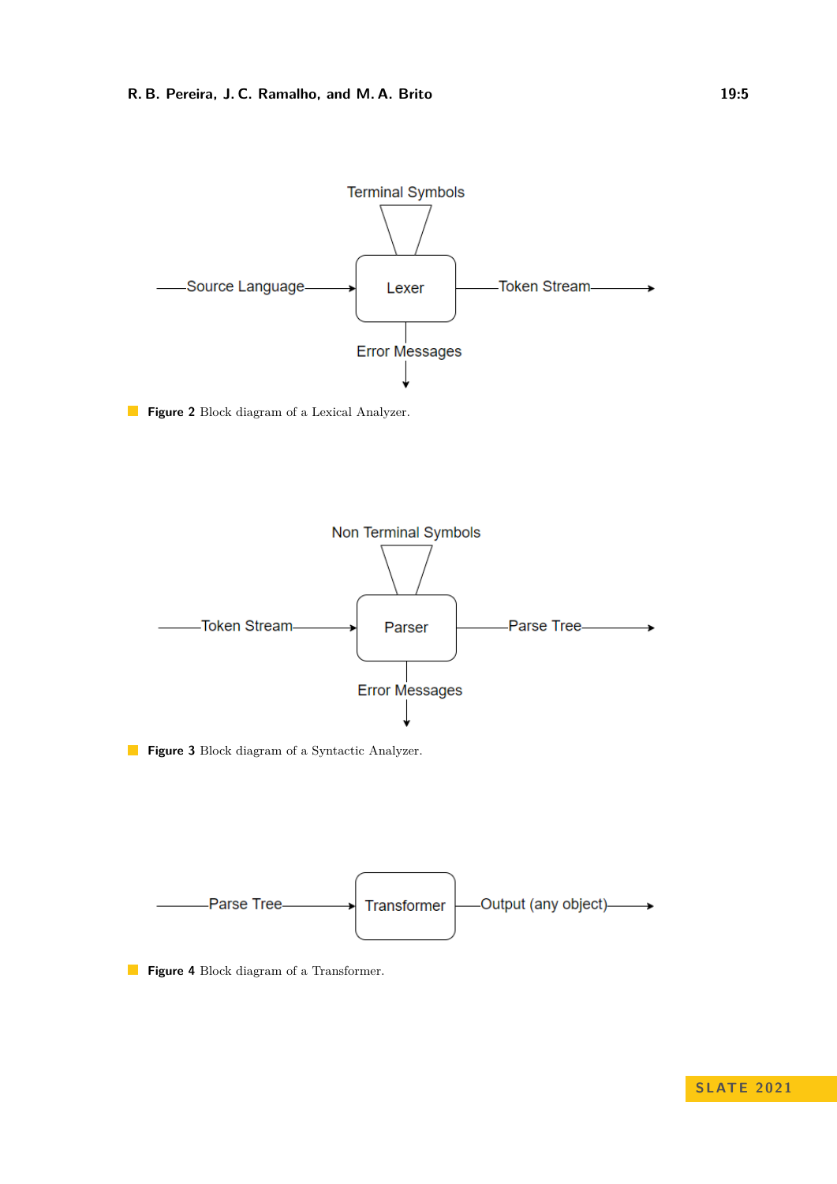Terminal Symbols

Source Language → Lexer → Token Stream

Error Messages

■ **Figure 2** Block diagram of a Lexical Analyzer.

Non Terminal Symbols

Token Stream → Parser → Parse Tree

Error Messages

■ **Figure 3** Block diagram of a Syntactic Analyzer.

Parse Tree → Transformer → Output (any object)

■ **Figure 4** Block diagram of a Transformer.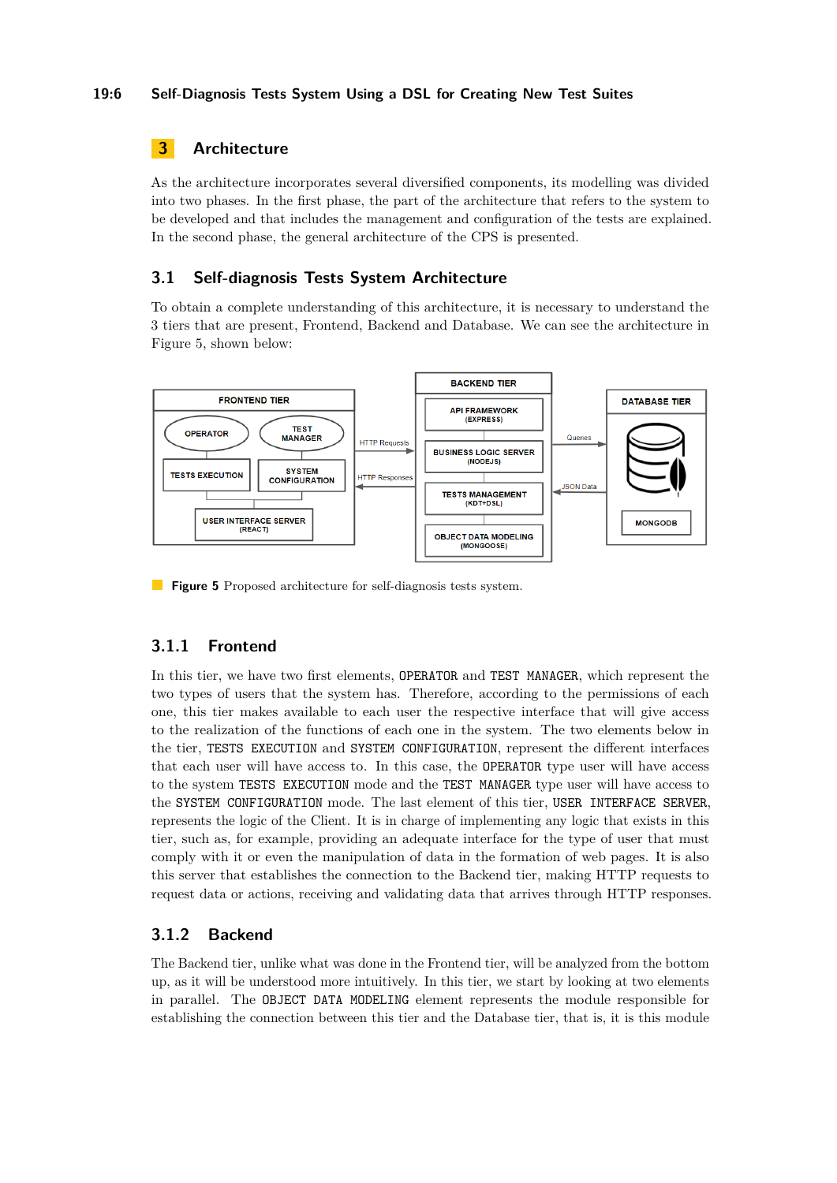## 3 Architecture

As the architecture incorporates several diversified components, its modelling was divided into two phases. In the first phase, the part of the architecture that refers to the system to be developed and that includes the management and configuration of the tests are explained. In the second phase, the general architecture of the CPS is presented.

### 3.1 Self-diagnosis Tests System Architecture

To obtain a complete understanding of this architecture, it is necessary to understand the 3 tiers that are present, Frontend, Backend and Database. We can see the architecture in Figure 5, shown below:

**Figure 5** Proposed architecture for self-diagnosis tests system.

#### 3.1.1 Frontend

In this tier, we have two first elements, OPERATOR and TEST MANAGER, which represent the two types of users that the system has. Therefore, according to the permissions of each one, this tier makes available to each user the respective interface that will give access to the realization of the functions of each one in the system. The two elements below in the tier, TESTS EXECUTION and SYSTEM CONFIGURATION, represent the different interfaces that each user will have access to. In this case, the OPERATOR type user will have access to the system TESTS EXECUTION mode and the TEST MANAGER type user will have access to the SYSTEM CONFIGURATION mode. The last element of this tier, USER INTERFACE SERVER, represents the logic of the Client. It is in charge of implementing any logic that exists in this tier, such as, for example, providing an adequate interface for the type of user that must comply with it or even the manipulation of data in the formation of web pages. It is also this server that establishes the connection to the Backend tier, making HTTP requests to request data or actions, receiving and validating data that arrives through HTTP responses.

#### 3.1.2 Backend

The Backend tier, unlike what was done in the Frontend tier, will be analyzed from the bottom up, as it will be understood more intuitively. In this tier, we start by looking at two elements in parallel. The OBJECT DATA MODELING element represents the module responsible for establishing the connection between this tier and the Database tier, that is, it is this module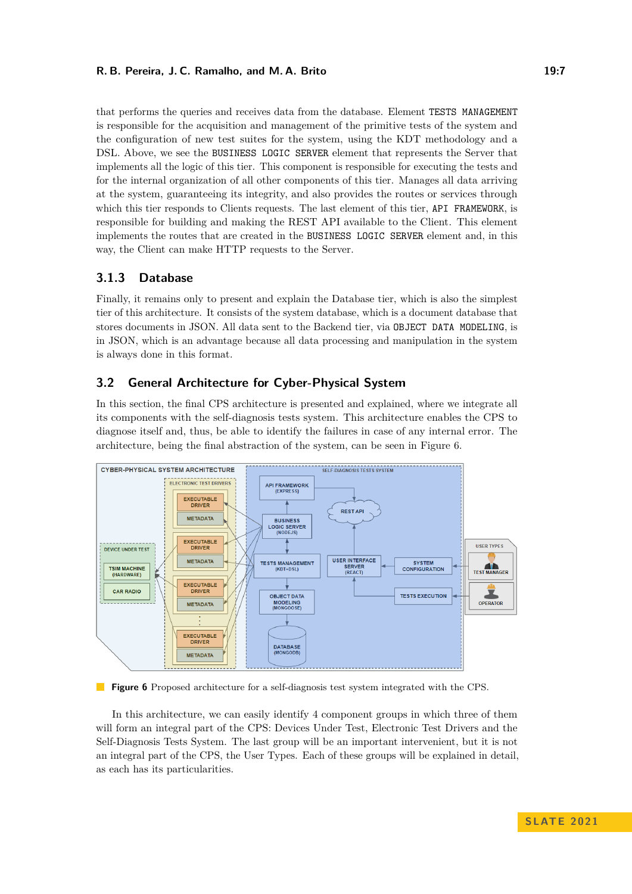that performs the queries and receives data from the database. Element TESTS MANAGEMENT is responsible for the acquisition and management of the primitive tests of the system and the configuration of new test suites for the system, using the KDT methodology and a DSL. Above, we see the BUSINESS LOGIC SERVER element that represents the Server that implements all the logic of this tier. This component is responsible for executing the tests and for the internal organization of all other components of this tier. Manages all data arriving at the system, guaranteeing its integrity, and also provides the routes or services through which this tier responds to Clients requests. The last element of this tier, API FRAMEWORK, is responsible for building and making the REST API available to the Client. This element implements the routes that are created in the BUSINESS LOGIC SERVER element and, in this way, the Client can make HTTP requests to the Server.

### 3.1.3 Database

Finally, it remains only to present and explain the Database tier, which is also the simplest tier of this architecture. It consists of the system database, which is a document database that stores documents in JSON. All data sent to the Backend tier, via OBJECT DATA MODELING, is in JSON, which is an advantage because all data processing and manipulation in the system is always done in this format.

## 3.2 General Architecture for Cyber-Physical System

In this section, the final CPS architecture is presented and explained, where we integrate all its components with the self-diagnosis tests system. This architecture enables the CPS to diagnose itself and, thus, be able to identify the failures in case of any internal error. The architecture, being the final abstraction of the system, can be seen in Figure 6.

**Figure 6** Proposed architecture for a self-diagnosis test system integrated with the CPS.

In this architecture, we can easily identify 4 component groups in which three of them will form an integral part of the CPS: Devices Under Test, Electronic Test Drivers and the Self-Diagnosis Tests System. The last group will be an important intervenient, but it is not an integral part of the CPS, the User Types. Each of these groups will be explained in detail, as each has its particularities.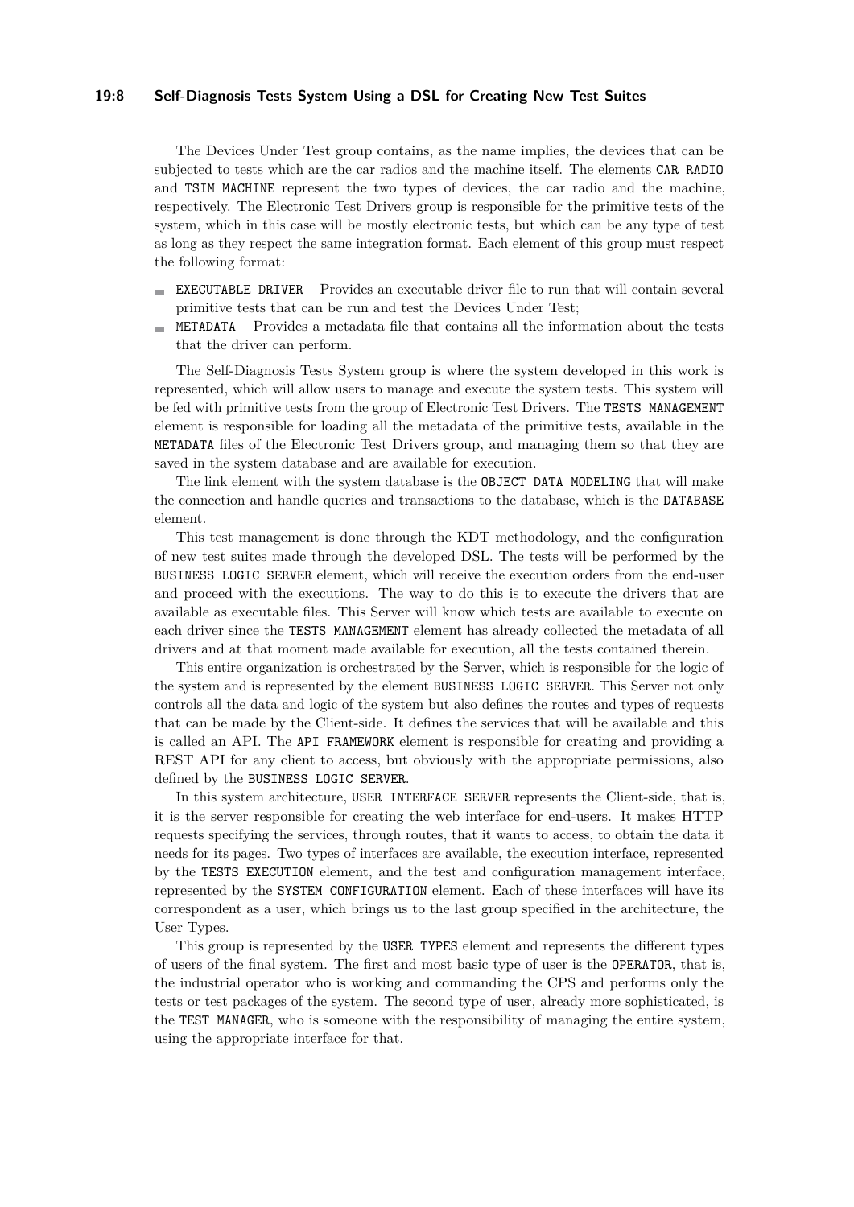The Devices Under Test group contains, as the name implies, the devices that can be subjected to tests which are the car radios and the machine itself. The elements `CAR RADIO` and `TSIM MACHINE` represent the two types of devices, the car radio and the machine, respectively. The Electronic Test Drivers group is responsible for the primitive tests of the system, which in this case will be mostly electronic tests, but which can be any type of test as long as they respect the same integration format. Each element of this group must respect the following format:

- `EXECUTABLE DRIVER` – Provides an executable driver file to run that will contain several primitive tests that can be run and test the Devices Under Test;
- `METADATA` – Provides a metadata file that contains all the information about the tests that the driver can perform.

The Self-Diagnosis Tests System group is where the system developed in this work is represented, which will allow users to manage and execute the system tests. This system will be fed with primitive tests from the group of Electronic Test Drivers. The `TESTS MANAGEMENT` element is responsible for loading all the metadata of the primitive tests, available in the `METADATA` files of the Electronic Test Drivers group, and managing them so that they are saved in the system database and are available for execution.

The link element with the system database is the `OBJECT DATA MODELING` that will make the connection and handle queries and transactions to the database, which is the `DATABASE` element.

This test management is done through the KDT methodology, and the configuration of new test suites made through the developed DSL. The tests will be performed by the `BUSINESS LOGIC SERVER` element, which will receive the execution orders from the end-user and proceed with the executions. The way to do this is to execute the drivers that are available as executable files. This Server will know which tests are available to execute on each driver since the `TESTS MANAGEMENT` element has already collected the metadata of all drivers and at that moment made available for execution, all the tests contained therein.

This entire organization is orchestrated by the Server, which is responsible for the logic of the system and is represented by the element `BUSINESS LOGIC SERVER`. This Server not only controls all the data and logic of the system but also defines the routes and types of requests that can be made by the Client-side. It defines the services that will be available and this is called an API. The `API FRAMEWORK` element is responsible for creating and providing a REST API for any client to access, but obviously with the appropriate permissions, also defined by the `BUSINESS LOGIC SERVER`.

In this system architecture, `USER INTERFACE SERVER` represents the Client-side, that is, it is the server responsible for creating the web interface for end-users. It makes HTTP requests specifying the services, through routes, that it wants to access, to obtain the data it needs for its pages. Two types of interfaces are available, the execution interface, represented by the `TESTS EXECUTION` element, and the test and configuration management interface, represented by the `SYSTEM CONFIGURATION` element. Each of these interfaces will have its correspondent as a user, which brings us to the last group specified in the architecture, the User Types.

This group is represented by the `USER TYPES` element and represents the different types of users of the final system. The first and most basic type of user is the `OPERATOR`, that is, the industrial operator who is working and commanding the CPS and performs only the tests or test packages of the system. The second type of user, already more sophisticated, is the `TEST MANAGER`, who is someone with the responsibility of managing the entire system, using the appropriate interface for that.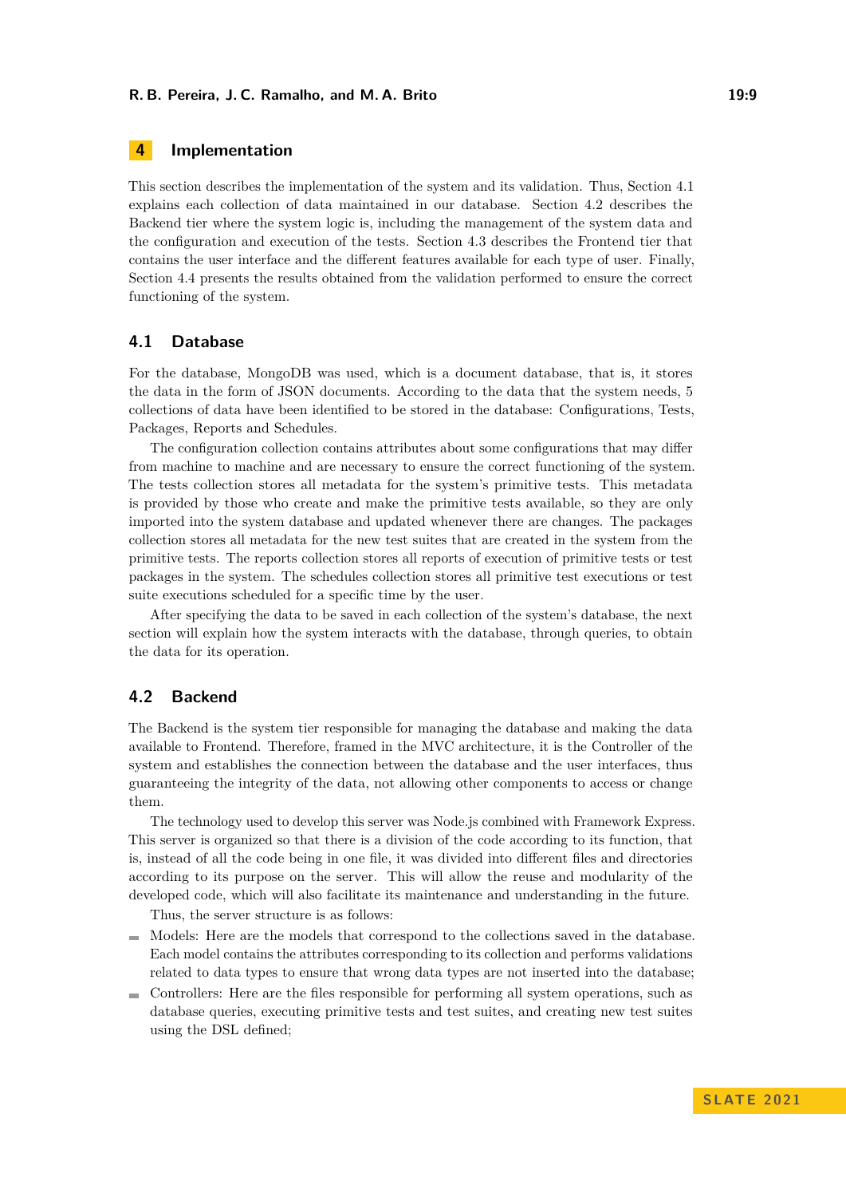## 4 Implementation

This section describes the implementation of the system and its validation. Thus, Section 4.1 explains each collection of data maintained in our database. Section 4.2 describes the Backend tier where the system logic is, including the management of the system data and the configuration and execution of the tests. Section 4.3 describes the Frontend tier that contains the user interface and the different features available for each type of user. Finally, Section 4.4 presents the results obtained from the validation performed to ensure the correct functioning of the system.

### 4.1 Database

For the database, MongoDB was used, which is a document database, that is, it stores the data in the form of JSON documents. According to the data that the system needs, 5 collections of data have been identified to be stored in the database: Configurations, Tests, Packages, Reports and Schedules.

The configuration collection contains attributes about some configurations that may differ from machine to machine and are necessary to ensure the correct functioning of the system. The tests collection stores all metadata for the system's primitive tests. This metadata is provided by those who create and make the primitive tests available, so they are only imported into the system database and updated whenever there are changes. The packages collection stores all metadata for the new test suites that are created in the system from the primitive tests. The reports collection stores all reports of execution of primitive tests or test packages in the system. The schedules collection stores all primitive test executions or test suite executions scheduled for a specific time by the user.

After specifying the data to be saved in each collection of the system's database, the next section will explain how the system interacts with the database, through queries, to obtain the data for its operation.

### 4.2 Backend

The Backend is the system tier responsible for managing the database and making the data available to Frontend. Therefore, framed in the MVC architecture, it is the Controller of the system and establishes the connection between the database and the user interfaces, thus guaranteeing the integrity of the data, not allowing other components to access or change them.

The technology used to develop this server was Node.js combined with Framework Express. This server is organized so that there is a division of the code according to its function, that is, instead of all the code being in one file, it was divided into different files and directories according to its purpose on the server. This will allow the reuse and modularity of the developed code, which will also facilitate its maintenance and understanding in the future.

Thus, the server structure is as follows:

- Models: Here are the models that correspond to the collections saved in the database. Each model contains the attributes corresponding to its collection and performs validations related to data types to ensure that wrong data types are not inserted into the database;
- Controllers: Here are the files responsible for performing all system operations, such as database queries, executing primitive tests and test suites, and creating new test suites using the DSL defined;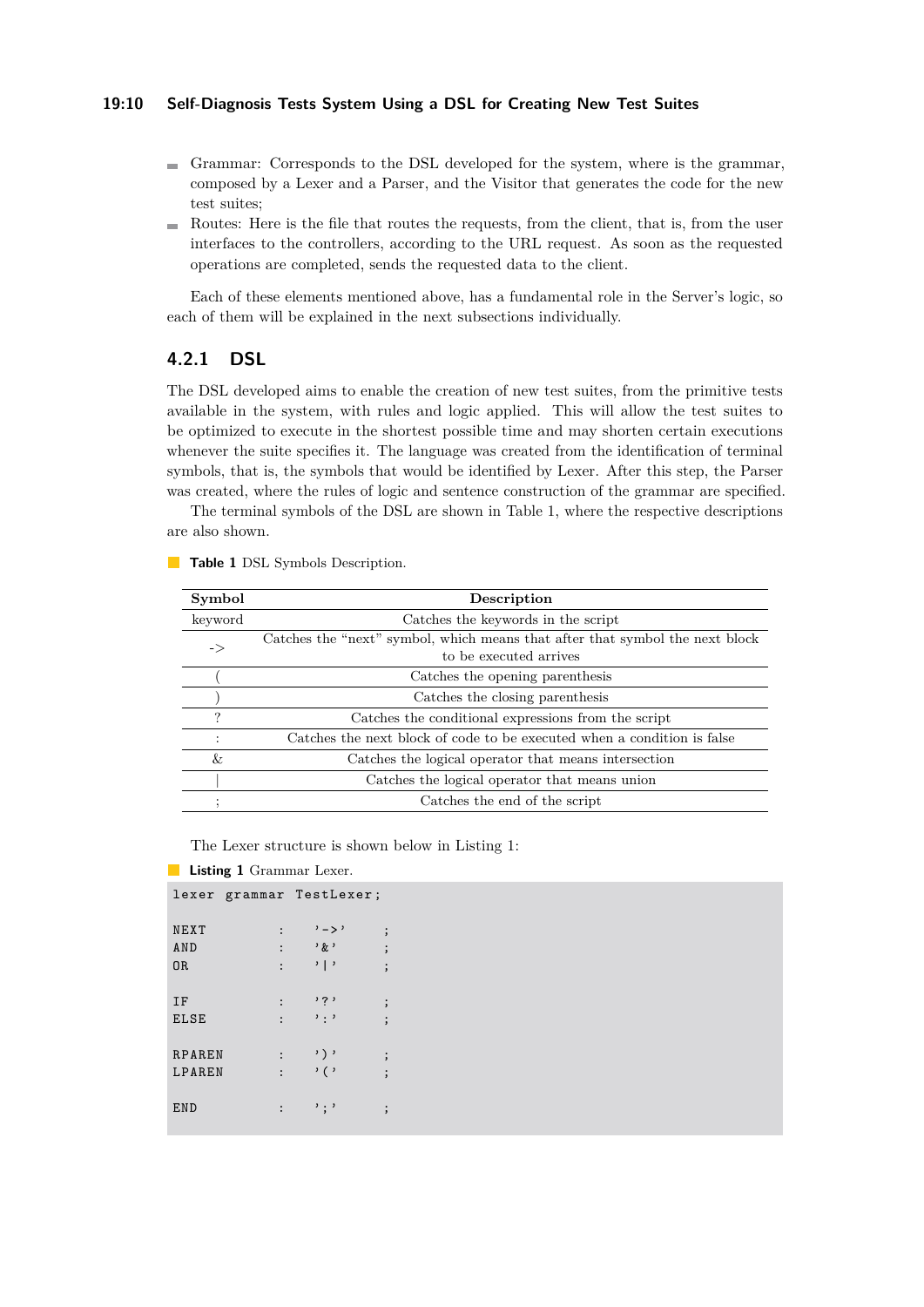- Grammar: Corresponds to the DSL developed for the system, where is the grammar, composed by a Lexer and a Parser, and the Visitor that generates the code for the new test suites;
- Routes: Here is the file that routes the requests, from the client, that is, from the user interfaces to the controllers, according to the URL request. As soon as the requested operations are completed, sends the requested data to the client.

Each of these elements mentioned above, has a fundamental role in the Server's logic, so each of them will be explained in the next subsections individually.

### 4.2.1 DSL

The DSL developed aims to enable the creation of new test suites, from the primitive tests available in the system, with rules and logic applied. This will allow the test suites to be optimized to execute in the shortest possible time and may shorten certain executions whenever the suite specifies it. The language was created from the identification of terminal symbols, that is, the symbols that would be identified by Lexer. After this step, the Parser was created, where the rules of logic and sentence construction of the grammar are specified.

The terminal symbols of the DSL are shown in Table 1, where the respective descriptions are also shown.

**Table 1** DSL Symbols Description.

| Symbol | Description |
|---|---|
| keyword | Catches the keywords in the script |
| -> | Catches the "next" symbol, which means that after that symbol the next block to be executed arrives |
| ( | Catches the opening parenthesis |
| ) | Catches the closing parenthesis |
| ? | Catches the conditional expressions from the script |
| : | Catches the next block of code to be executed when a condition is false |
| & | Catches the logical operator that means intersection |
| \| | Catches the logical operator that means union |
| ; | Catches the end of the script |

The Lexer structure is shown below in Listing 1:

**Listing 1** Grammar Lexer.

```
lexer grammar TestLexer;

NEXT      :   '->'    ;
AND       :   '&'     ;
OR        :   '|'     ;

IF        :   '?'     ;
ELSE      :   ':'     ;

RPAREN    :   ')'     ;
LPAREN    :   '('     ;

END       :   ';'     ;
```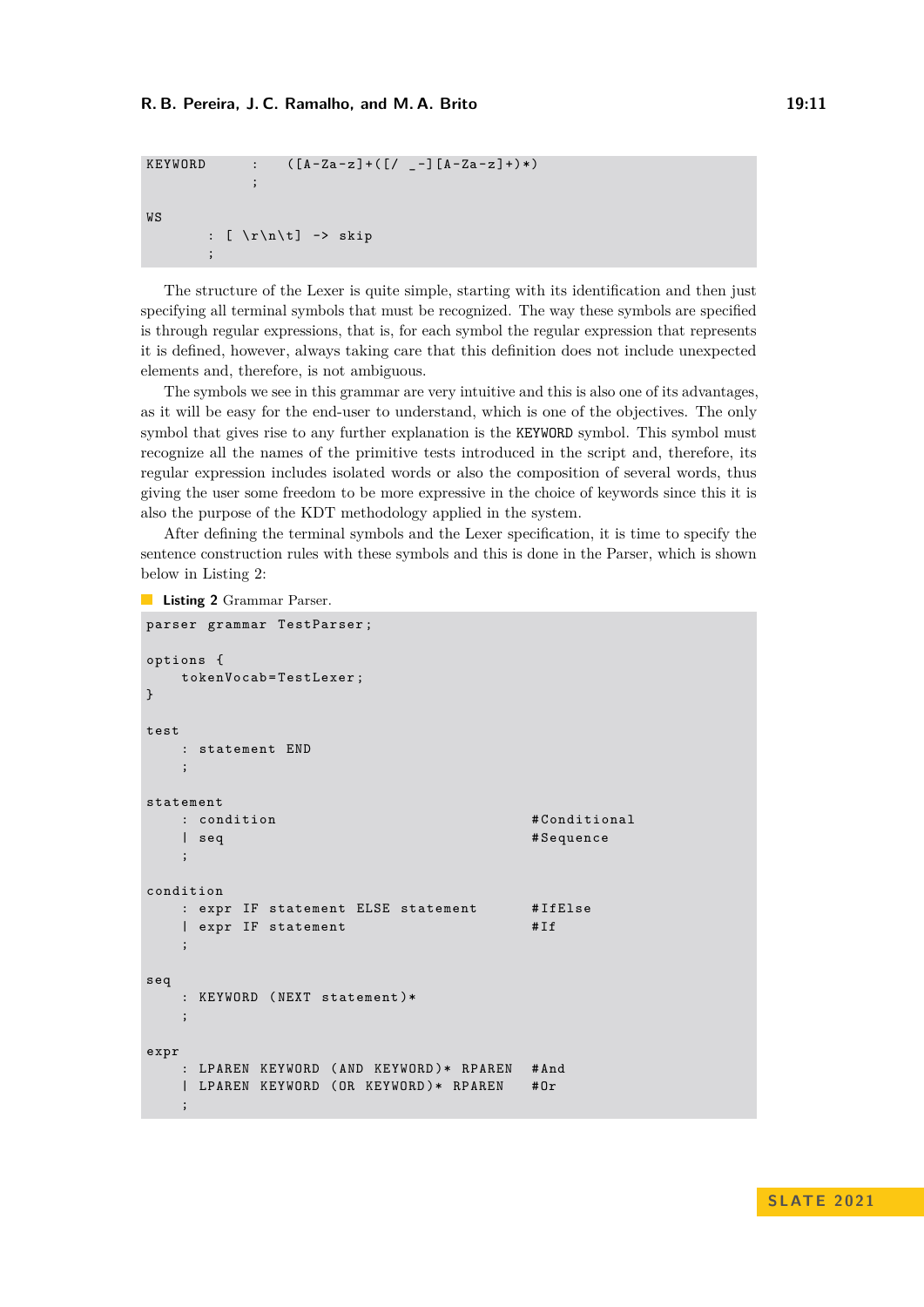```
KEYWORD      :   ([A-Za-z]+([/ _-][A-Za-z]+)*)
             ;

WS
       : [ \r\n\t] -> skip
       ;
```

The structure of the Lexer is quite simple, starting with its identification and then just specifying all terminal symbols that must be recognized. The way these symbols are specified is through regular expressions, that is, for each symbol the regular expression that represents it is defined, however, always taking care that this definition does not include unexpected elements and, therefore, is not ambiguous.

The symbols we see in this grammar are very intuitive and this is also one of its advantages, as it will be easy for the end-user to understand, which is one of the objectives. The only symbol that gives rise to any further explanation is the `KEYWORD` symbol. This symbol must recognize all the names of the primitive tests introduced in the script and, therefore, its regular expression includes isolated words or also the composition of several words, thus giving the user some freedom to be more expressive in the choice of keywords since this it is also the purpose of the KDT methodology applied in the system.

After defining the terminal symbols and the Lexer specification, it is time to specify the sentence construction rules with these symbols and this is done in the Parser, which is shown below in Listing 2:

**Listing 2** Grammar Parser.

```
parser grammar TestParser;

options {
    tokenVocab=TestLexer;
}

test
    : statement END
    ;

statement
    : condition                             #Conditional
    | seq                                   #Sequence
    ;

condition
    : expr IF statement ELSE statement      #IfElse
    | expr IF statement                     #If
    ;

seq
    : KEYWORD (NEXT statement)*
    ;

expr
    : LPAREN KEYWORD (AND KEYWORD)* RPAREN  #And
    | LPAREN KEYWORD (OR KEYWORD)* RPAREN   #Or
    ;
```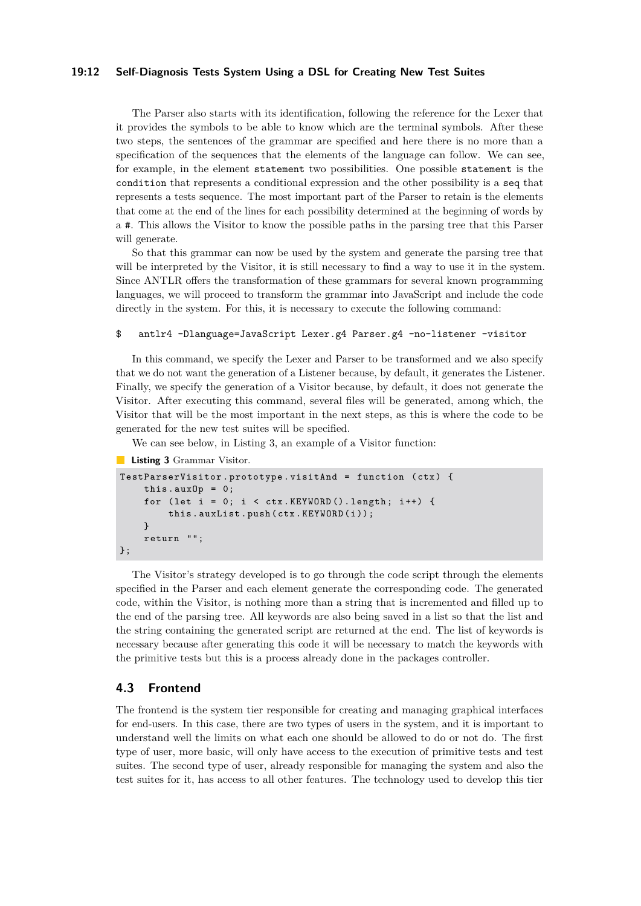The Parser also starts with its identification, following the reference for the Lexer that it provides the symbols to be able to know which are the terminal symbols. After these two steps, the sentences of the grammar are specified and here there is no more than a specification of the sequences that the elements of the language can follow. We can see, for example, in the element `statement` two possibilities. One possible `statement` is the `condition` that represents a conditional expression and the other possibility is a `seq` that represents a tests sequence. The most important part of the Parser to retain is the elements that come at the end of the lines for each possibility determined at the beginning of words by a #. This allows the Visitor to know the possible paths in the parsing tree that this Parser will generate.

So that this grammar can now be used by the system and generate the parsing tree that will be interpreted by the Visitor, it is still necessary to find a way to use it in the system. Since ANTLR offers the transformation of these grammars for several known programming languages, we will proceed to transform the grammar into JavaScript and include the code directly in the system. For this, it is necessary to execute the following command:

```
$   antlr4 -Dlanguage=JavaScript Lexer.g4 Parser.g4 -no-listener -visitor
```

In this command, we specify the Lexer and Parser to be transformed and we also specify that we do not want the generation of a Listener because, by default, it generates the Listener. Finally, we specify the generation of a Visitor because, by default, it does not generate the Visitor. After executing this command, several files will be generated, among which, the Visitor that will be the most important in the next steps, as this is where the code to be generated for the new test suites will be specified.

We can see below, in Listing 3, an example of a Visitor function:

**Listing 3** Grammar Visitor.

```
TestParserVisitor.prototype.visitAnd = function (ctx) {
    this.auxOp = 0;
    for (let i = 0; i < ctx.KEYWORD().length; i++) {
        this.auxList.push(ctx.KEYWORD(i));
    }
    return "";
};
```

The Visitor's strategy developed is to go through the code script through the elements specified in the Parser and each element generate the corresponding code. The generated code, within the Visitor, is nothing more than a string that is incremented and filled up to the end of the parsing tree. All keywords are also being saved in a list so that the list and the string containing the generated script are returned at the end. The list of keywords is necessary because after generating this code it will be necessary to match the keywords with the primitive tests but this is a process already done in the packages controller.

## 4.3 Frontend

The frontend is the system tier responsible for creating and managing graphical interfaces for end-users. In this case, there are two types of users in the system, and it is important to understand well the limits on what each one should be allowed to do or not do. The first type of user, more basic, will only have access to the execution of primitive tests and test suites. The second type of user, already responsible for managing the system and also the test suites for it, has access to all other features. The technology used to develop this tier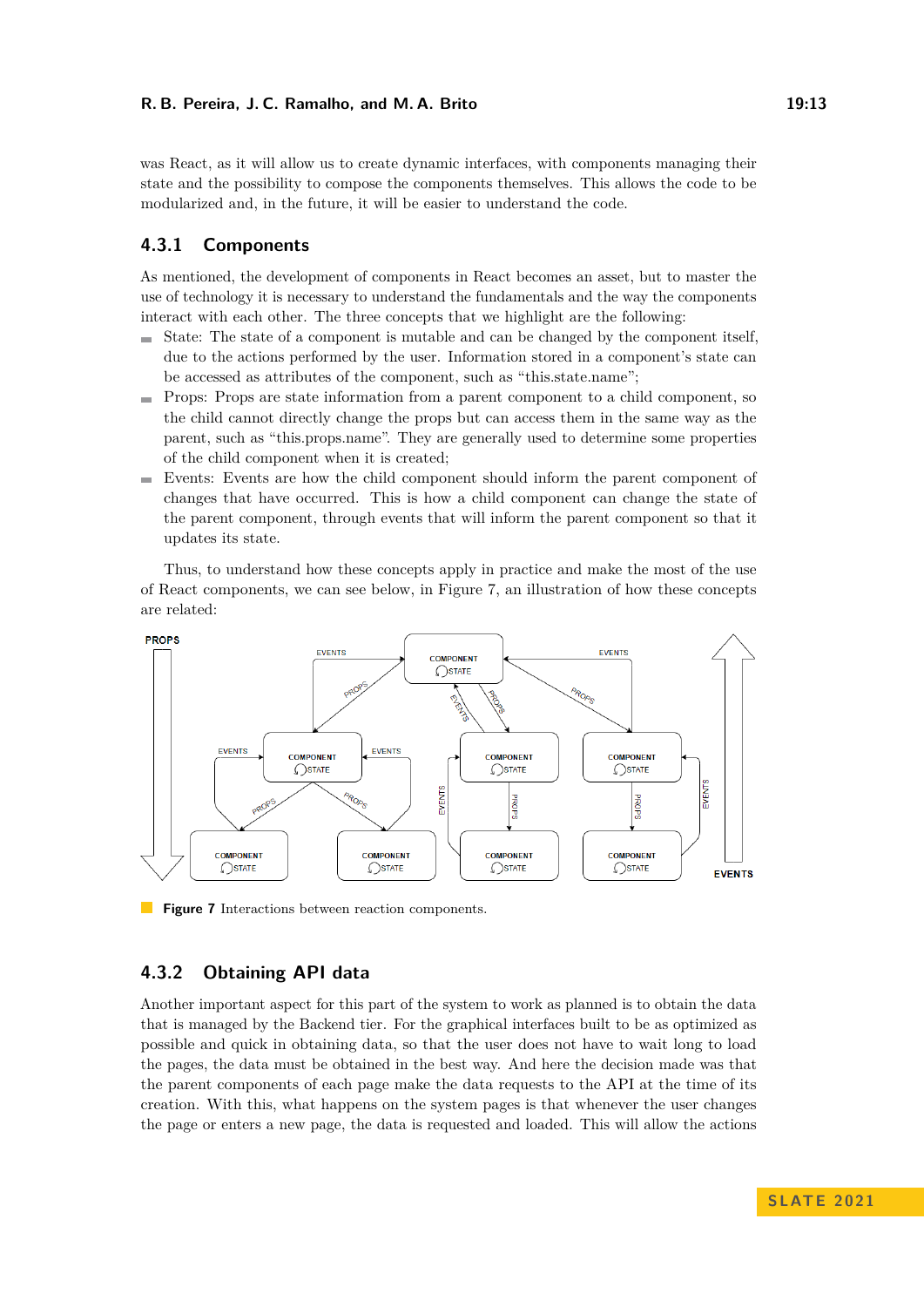was React, as it will allow us to create dynamic interfaces, with components managing their state and the possibility to compose the components themselves. This allows the code to be modularized and, in the future, it will be easier to understand the code.

### 4.3.1 Components

As mentioned, the development of components in React becomes an asset, but to master the use of technology it is necessary to understand the fundamentals and the way the components interact with each other. The three concepts that we highlight are the following:

- State: The state of a component is mutable and can be changed by the component itself, due to the actions performed by the user. Information stored in a component's state can be accessed as attributes of the component, such as "this.state.name";
- Props: Props are state information from a parent component to a child component, so the child cannot directly change the props but can access them in the same way as the parent, such as "this.props.name". They are generally used to determine some properties of the child component when it is created;
- Events: Events are how the child component should inform the parent component of changes that have occurred. This is how a child component can change the state of the parent component, through events that will inform the parent component so that it updates its state.

Thus, to understand how these concepts apply in practice and make the most of the use of React components, we can see below, in Figure 7, an illustration of how these concepts are related:

**Figure 7** Interactions between reaction components.

### 4.3.2 Obtaining API data

Another important aspect for this part of the system to work as planned is to obtain the data that is managed by the Backend tier. For the graphical interfaces built to be as optimized as possible and quick in obtaining data, so that the user does not have to wait long to load the pages, the data must be obtained in the best way. And here the decision made was that the parent components of each page make the data requests to the API at the time of its creation. With this, what happens on the system pages is that whenever the user changes the page or enters a new page, the data is requested and loaded. This will allow the actions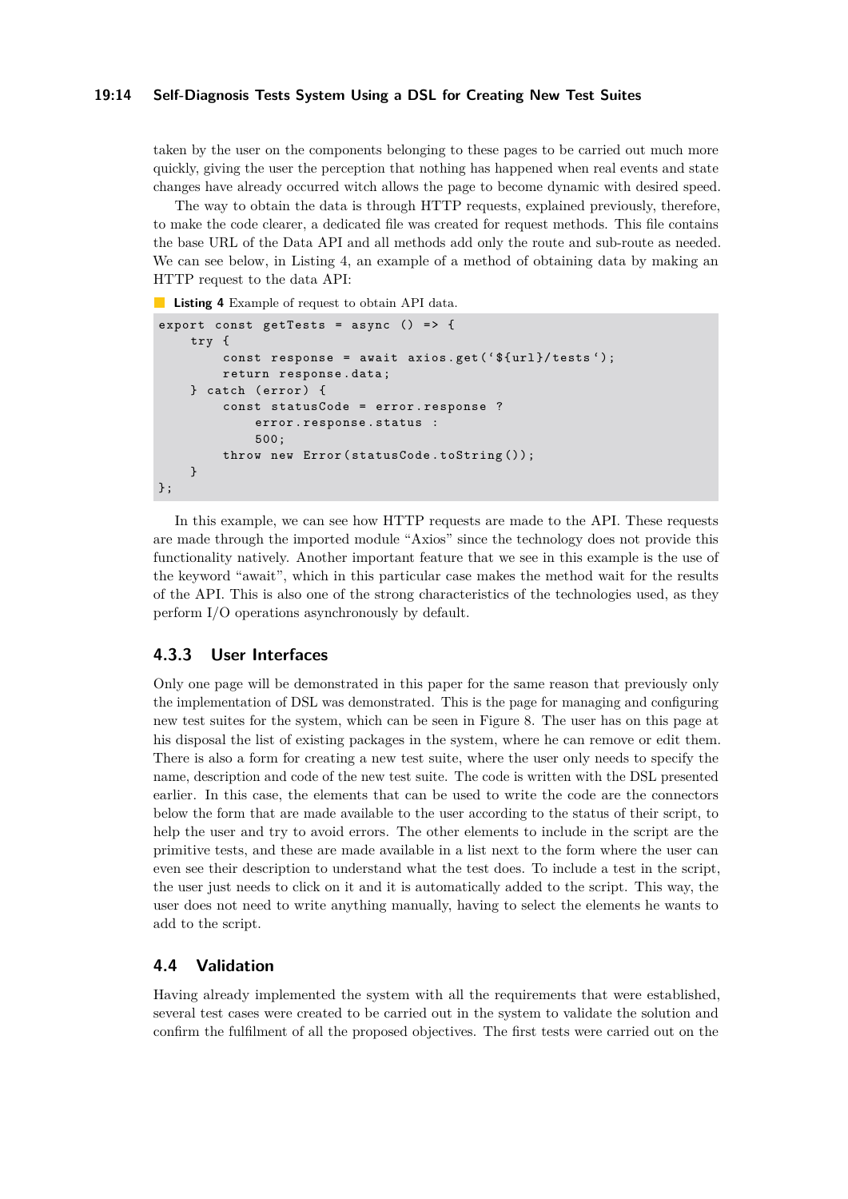taken by the user on the components belonging to these pages to be carried out much more quickly, giving the user the perception that nothing has happened when real events and state changes have already occurred witch allows the page to become dynamic with desired speed.

The way to obtain the data is through HTTP requests, explained previously, therefore, to make the code clearer, a dedicated file was created for request methods. This file contains the base URL of the Data API and all methods add only the route and sub-route as needed. We can see below, in Listing 4, an example of a method of obtaining data by making an HTTP request to the data API:

**Listing 4** Example of request to obtain API data.

```
export const getTests = async () => {
    try {
        const response = await axios.get(`${url}/tests`);
        return response.data;
    } catch (error) {
        const statusCode = error.response ?
            error.response.status :
            500;
        throw new Error(statusCode.toString());
    }
};
```

In this example, we can see how HTTP requests are made to the API. These requests are made through the imported module "Axios" since the technology does not provide this functionality natively. Another important feature that we see in this example is the use of the keyword "await", which in this particular case makes the method wait for the results of the API. This is also one of the strong characteristics of the technologies used, as they perform I/O operations asynchronously by default.

### 4.3.3 User Interfaces

Only one page will be demonstrated in this paper for the same reason that previously only the implementation of DSL was demonstrated. This is the page for managing and configuring new test suites for the system, which can be seen in Figure 8. The user has on this page at his disposal the list of existing packages in the system, where he can remove or edit them. There is also a form for creating a new test suite, where the user only needs to specify the name, description and code of the new test suite. The code is written with the DSL presented earlier. In this case, the elements that can be used to write the code are the connectors below the form that are made available to the user according to the status of their script, to help the user and try to avoid errors. The other elements to include in the script are the primitive tests, and these are made available in a list next to the form where the user can even see their description to understand what the test does. To include a test in the script, the user just needs to click on it and it is automatically added to the script. This way, the user does not need to write anything manually, having to select the elements he wants to add to the script.

## 4.4 Validation

Having already implemented the system with all the requirements that were established, several test cases were created to be carried out in the system to validate the solution and confirm the fulfilment of all the proposed objectives. The first tests were carried out on the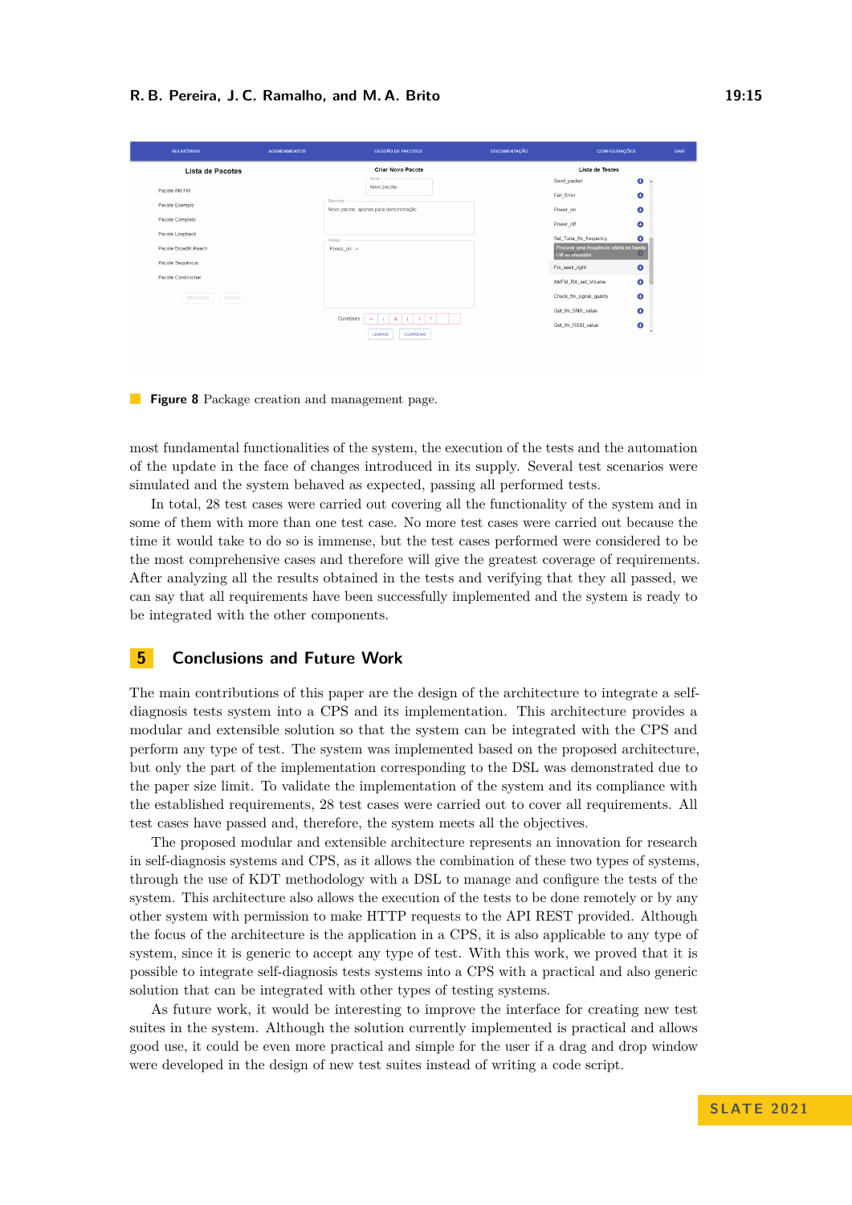**Figure 8** Package creation and management page.

most fundamental functionalities of the system, the execution of the tests and the automation of the update in the face of changes introduced in its supply. Several test scenarios were simulated and the system behaved as expected, passing all performed tests.

In total, 28 test cases were carried out covering all the functionality of the system and in some of them with more than one test case. No more test cases were carried out because the time it would take to do so is immense, but the test cases performed were considered to be the most comprehensive cases and therefore will give the greatest coverage of requirements. After analyzing all the results obtained in the tests and verifying that they all passed, we can say that all requirements have been successfully implemented and the system is ready to be integrated with the other components.

## 5 Conclusions and Future Work

The main contributions of this paper are the design of the architecture to integrate a self-diagnosis tests system into a CPS and its implementation. This architecture provides a modular and extensible solution so that the system can be integrated with the CPS and perform any type of test. The system was implemented based on the proposed architecture, but only the part of the implementation corresponding to the DSL was demonstrated due to the paper size limit. To validate the implementation of the system and its compliance with the established requirements, 28 test cases were carried out to cover all requirements. All test cases have passed and, therefore, the system meets all the objectives.

The proposed modular and extensible architecture represents an innovation for research in self-diagnosis systems and CPS, as it allows the combination of these two types of systems, through the use of KDT methodology with a DSL to manage and configure the tests of the system. This architecture also allows the execution of the tests to be done remotely or by any other system with permission to make HTTP requests to the API REST provided. Although the focus of the architecture is the application in a CPS, it is also applicable to any type of system, since it is generic to accept any type of test. With this work, we proved that it is possible to integrate self-diagnosis tests systems into a CPS with a practical and also generic solution that can be integrated with other types of testing systems.

As future work, it would be interesting to improve the interface for creating new test suites in the system. Although the solution currently implemented is practical and allows good use, it could be even more practical and simple for the user if a drag and drop window were developed in the design of new test suites instead of writing a code script.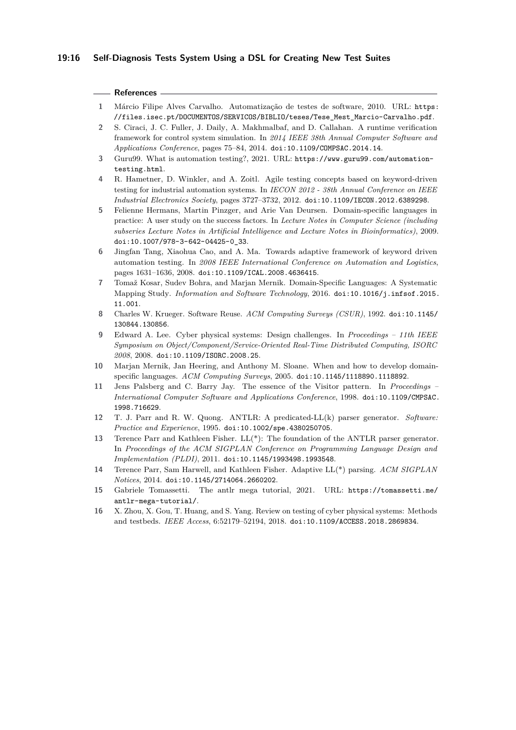## References

1. Márcio Filipe Alves Carvalho. Automatização de testes de software, 2010. URL: https://files.isec.pt/DOCUMENTOS/SERVICOS/BIBLIO/teses/Tese_Mest_Marcio-Carvalho.pdf.
2. S. Ciraci, J. C. Fuller, J. Daily, A. Makhmalbaf, and D. Callahan. A runtime verification framework for control system simulation. In *2014 IEEE 38th Annual Computer Software and Applications Conference*, pages 75–84, 2014. doi:10.1109/COMPSAC.2014.14.
3. Guru99. What is automation testing?, 2021. URL: https://www.guru99.com/automation-testing.html.
4. R. Hametner, D. Winkler, and A. Zoitl. Agile testing concepts based on keyword-driven testing for industrial automation systems. In *IECON 2012 - 38th Annual Conference on IEEE Industrial Electronics Society*, pages 3727–3732, 2012. doi:10.1109/IECON.2012.6389298.
5. Felienne Hermans, Martin Pinzger, and Arie Van Deursen. Domain-specific languages in practice: A user study on the success factors. In *Lecture Notes in Computer Science (including subseries Lecture Notes in Artificial Intelligence and Lecture Notes in Bioinformatics)*, 2009. doi:10.1007/978-3-642-04425-0_33.
6. Jingfan Tang, Xiaohua Cao, and A. Ma. Towards adaptive framework of keyword driven automation testing. In *2008 IEEE International Conference on Automation and Logistics*, pages 1631–1636, 2008. doi:10.1109/ICAL.2008.4636415.
7. Tomaž Kosar, Sudev Bohra, and Marjan Mernik. Domain-Specific Languages: A Systematic Mapping Study. *Information and Software Technology*, 2016. doi:10.1016/j.infsof.2015.11.001.
8. Charles W. Krueger. Software Reuse. *ACM Computing Surveys (CSUR)*, 1992. doi:10.1145/130844.130856.
9. Edward A. Lee. Cyber physical systems: Design challenges. In *Proceedings – 11th IEEE Symposium on Object/Component/Service-Oriented Real-Time Distributed Computing, ISORC 2008*, 2008. doi:10.1109/ISORC.2008.25.
10. Marjan Mernik, Jan Heering, and Anthony M. Sloane. When and how to develop domain-specific languages. *ACM Computing Surveys*, 2005. doi:10.1145/1118890.1118892.
11. Jens Palsberg and C. Barry Jay. The essence of the Visitor pattern. In *Proceedings – International Computer Software and Applications Conference*, 1998. doi:10.1109/CMPSAC.1998.716629.
12. T. J. Parr and R. W. Quong. ANTLR: A predicated-LL(k) parser generator. *Software: Practice and Experience*, 1995. doi:10.1002/spe.4380250705.
13. Terence Parr and Kathleen Fisher. LL(*): The foundation of the ANTLR parser generator. In *Proceedings of the ACM SIGPLAN Conference on Programming Language Design and Implementation (PLDI)*, 2011. doi:10.1145/1993498.1993548.
14. Terence Parr, Sam Harwell, and Kathleen Fisher. Adaptive LL(*) parsing. *ACM SIGPLAN Notices*, 2014. doi:10.1145/2714064.2660202.
15. Gabriele Tomassetti. The antlr mega tutorial, 2021. URL: https://tomassetti.me/antlr-mega-tutorial/.
16. X. Zhou, X. Gou, T. Huang, and S. Yang. Review on testing of cyber physical systems: Methods and testbeds. *IEEE Access*, 6:52179–52194, 2018. doi:10.1109/ACCESS.2018.2869834.